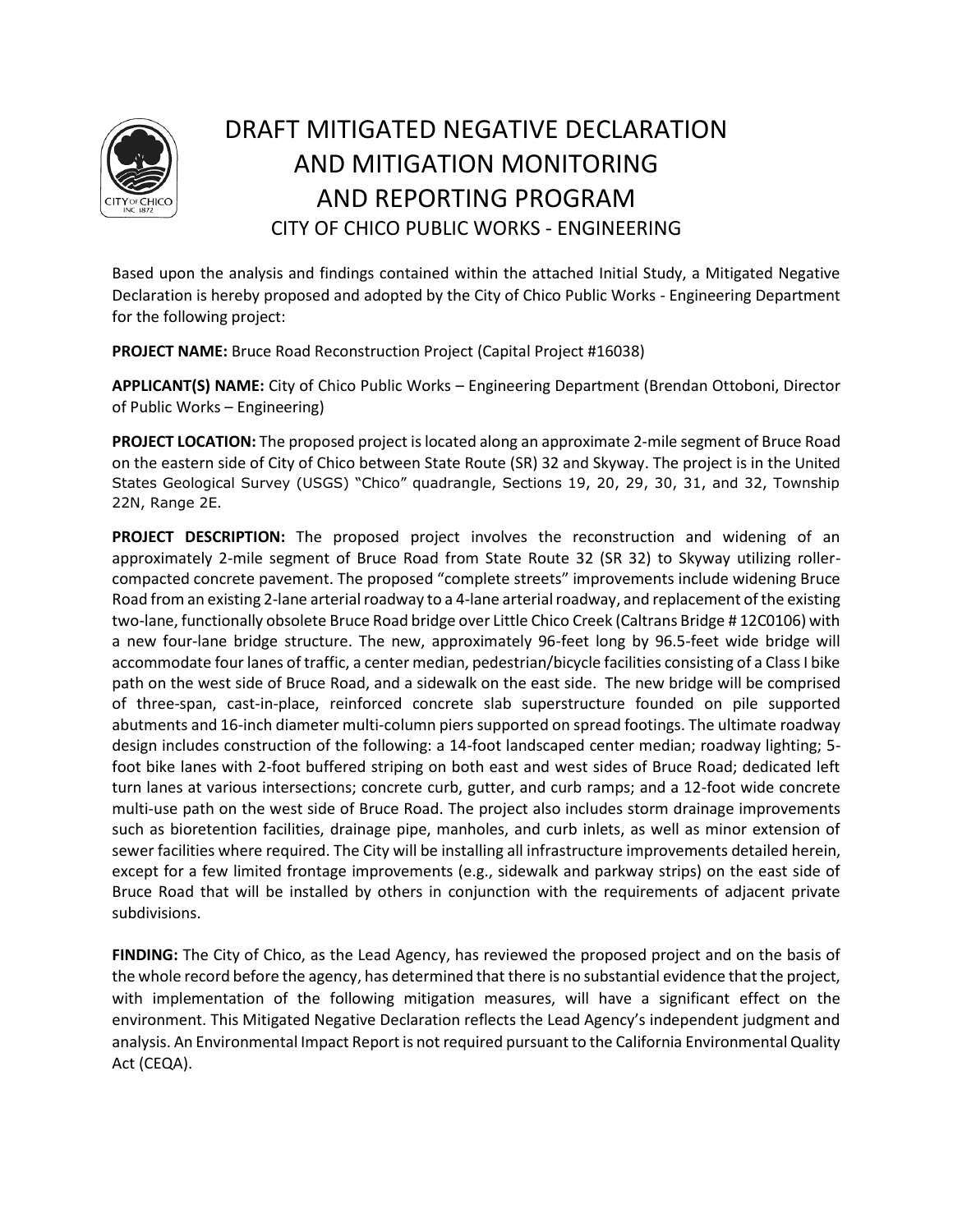# DRAFT MITIGATED NEGATIVE DECLARATION AND MITIGATION MONITORING AND REPORTING PROGRAM

## CITY OF CHICO PUBLIC WORKS - ENGINEERING

Based upon the analysis and findings contained within the attached Initial Study, a Mitigated Negative Declaration is hereby proposed and adopted by the City of Chico Public Works - Engineering Department for the following project:

**PROJECT NAME:** Bruce Road Reconstruction Project (Capital Project #16038)

**APPLICANT(S) NAME:** City of Chico Public Works – Engineering Department (Brendan Ottoboni, Director of Public Works – Engineering)

**PROJECT LOCATION:** The proposed project is located along an approximate 2-mile segment of Bruce Road on the eastern side of City of Chico between State Route (SR) 32 and Skyway. The project is in the United States Geological Survey (USGS) "Chico" quadrangle, Sections 19, 20, 29, 30, 31, and 32, Township 22N, Range 2E.

**PROJECT DESCRIPTION:** The proposed project involves the reconstruction and widening of an approximately 2-mile segment of Bruce Road from State Route 32 (SR 32) to Skyway utilizing roller-compacted concrete pavement. The proposed "complete streets" improvements include widening Bruce Road from an existing 2-lane arterial roadway to a 4-lane arterial roadway, and replacement of the existing two-lane, functionally obsolete Bruce Road bridge over Little Chico Creek (Caltrans Bridge # 12C0106) with a new four-lane bridge structure. The new, approximately 96-feet long by 96.5-feet wide bridge will accommodate four lanes of traffic, a center median, pedestrian/bicycle facilities consisting of a Class I bike path on the west side of Bruce Road, and a sidewalk on the east side. The new bridge will be comprised of three-span, cast-in-place, reinforced concrete slab superstructure founded on pile supported abutments and 16-inch diameter multi-column piers supported on spread footings. The ultimate roadway design includes construction of the following: a 14-foot landscaped center median; roadway lighting; 5-foot bike lanes with 2-foot buffered striping on both east and west sides of Bruce Road; dedicated left turn lanes at various intersections; concrete curb, gutter, and curb ramps; and a 12-foot wide concrete multi-use path on the west side of Bruce Road. The project also includes storm drainage improvements such as bioretention facilities, drainage pipe, manholes, and curb inlets, as well as minor extension of sewer facilities where required. The City will be installing all infrastructure improvements detailed herein, except for a few limited frontage improvements (e.g., sidewalk and parkway strips) on the east side of Bruce Road that will be installed by others in conjunction with the requirements of adjacent private subdivisions.

**FINDING:** The City of Chico, as the Lead Agency, has reviewed the proposed project and on the basis of the whole record before the agency, has determined that there is no substantial evidence that the project, with implementation of the following mitigation measures, will have a significant effect on the environment. This Mitigated Negative Declaration reflects the Lead Agency's independent judgment and analysis. An Environmental Impact Report is not required pursuant to the California Environmental Quality Act (CEQA).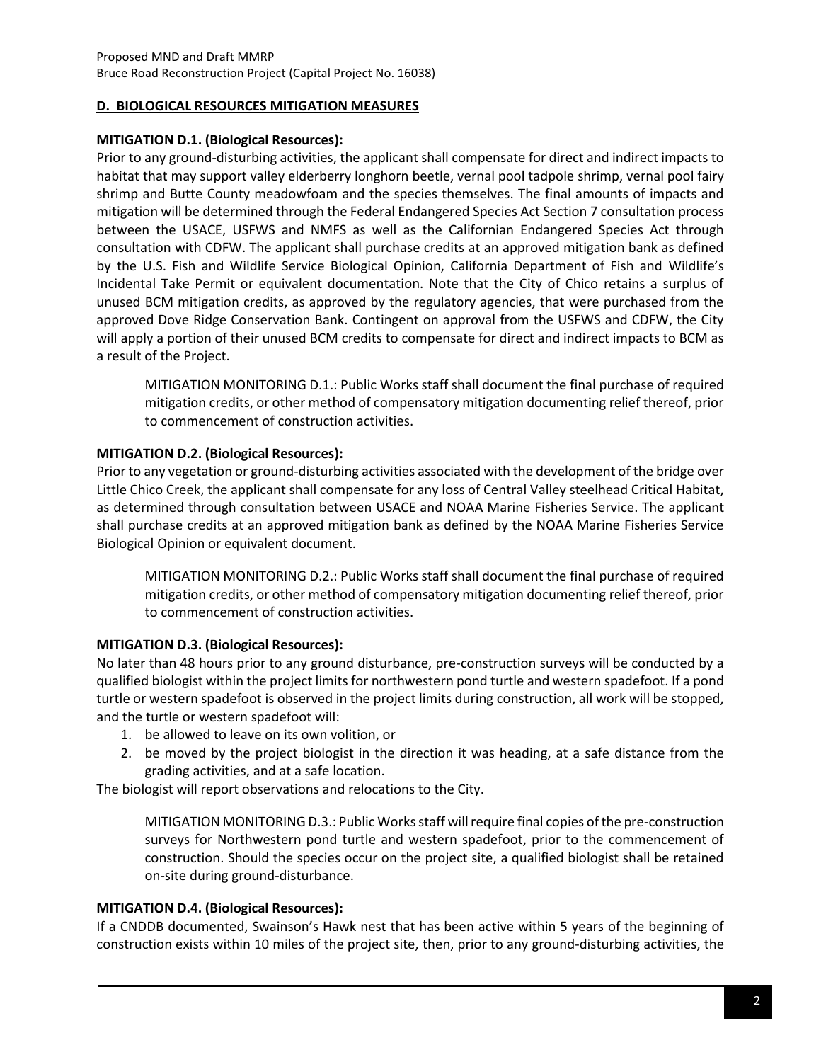## D. BIOLOGICAL RESOURCES MITIGATION MEASURES

**MITIGATION D.1. (Biological Resources):**
Prior to any ground-disturbing activities, the applicant shall compensate for direct and indirect impacts to habitat that may support valley elderberry longhorn beetle, vernal pool tadpole shrimp, vernal pool fairy shrimp and Butte County meadowfoam and the species themselves. The final amounts of impacts and mitigation will be determined through the Federal Endangered Species Act Section 7 consultation process between the USACE, USFWS and NMFS as well as the Californian Endangered Species Act through consultation with CDFW. The applicant shall purchase credits at an approved mitigation bank as defined by the U.S. Fish and Wildlife Service Biological Opinion, California Department of Fish and Wildlife's Incidental Take Permit or equivalent documentation. Note that the City of Chico retains a surplus of unused BCM mitigation credits, as approved by the regulatory agencies, that were purchased from the approved Dove Ridge Conservation Bank. Contingent on approval from the USFWS and CDFW, the City will apply a portion of their unused BCM credits to compensate for direct and indirect impacts to BCM as a result of the Project.

> MITIGATION MONITORING D.1.: Public Works staff shall document the final purchase of required mitigation credits, or other method of compensatory mitigation documenting relief thereof, prior to commencement of construction activities.

**MITIGATION D.2. (Biological Resources):**
Prior to any vegetation or ground-disturbing activities associated with the development of the bridge over Little Chico Creek, the applicant shall compensate for any loss of Central Valley steelhead Critical Habitat, as determined through consultation between USACE and NOAA Marine Fisheries Service. The applicant shall purchase credits at an approved mitigation bank as defined by the NOAA Marine Fisheries Service Biological Opinion or equivalent document.

> MITIGATION MONITORING D.2.: Public Works staff shall document the final purchase of required mitigation credits, or other method of compensatory mitigation documenting relief thereof, prior to commencement of construction activities.

**MITIGATION D.3. (Biological Resources):**
No later than 48 hours prior to any ground disturbance, pre-construction surveys will be conducted by a qualified biologist within the project limits for northwestern pond turtle and western spadefoot. If a pond turtle or western spadefoot is observed in the project limits during construction, all work will be stopped, and the turtle or western spadefoot will:

1. be allowed to leave on its own volition, or
2. be moved by the project biologist in the direction it was heading, at a safe distance from the grading activities, and at a safe location.

The biologist will report observations and relocations to the City.

> MITIGATION MONITORING D.3.: Public Works staff will require final copies of the pre-construction surveys for Northwestern pond turtle and western spadefoot, prior to the commencement of construction. Should the species occur on the project site, a qualified biologist shall be retained on-site during ground-disturbance.

**MITIGATION D.4. (Biological Resources):**
If a CNDDB documented, Swainson's Hawk nest that has been active within 5 years of the beginning of construction exists within 10 miles of the project site, then, prior to any ground-disturbing activities, the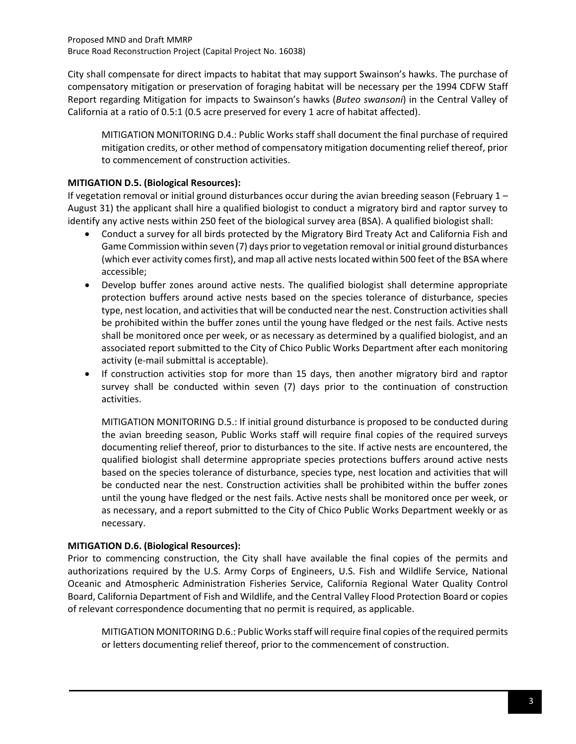City shall compensate for direct impacts to habitat that may support Swainson's hawks. The purchase of compensatory mitigation or preservation of foraging habitat will be necessary per the 1994 CDFW Staff Report regarding Mitigation for impacts to Swainson's hawks (*Buteo swansoni*) in the Central Valley of California at a ratio of 0.5:1 (0.5 acre preserved for every 1 acre of habitat affected).

MITIGATION MONITORING D.4.: Public Works staff shall document the final purchase of required mitigation credits, or other method of compensatory mitigation documenting relief thereof, prior to commencement of construction activities.

**MITIGATION D.5. (Biological Resources):**

If vegetation removal or initial ground disturbances occur during the avian breeding season (February 1 – August 31) the applicant shall hire a qualified biologist to conduct a migratory bird and raptor survey to identify any active nests within 250 feet of the biological survey area (BSA). A qualified biologist shall:

- Conduct a survey for all birds protected by the Migratory Bird Treaty Act and California Fish and Game Commission within seven (7) days prior to vegetation removal or initial ground disturbances (which ever activity comes first), and map all active nests located within 500 feet of the BSA where accessible;
- Develop buffer zones around active nests. The qualified biologist shall determine appropriate protection buffers around active nests based on the species tolerance of disturbance, species type, nest location, and activities that will be conducted near the nest. Construction activities shall be prohibited within the buffer zones until the young have fledged or the nest fails. Active nests shall be monitored once per week, or as necessary as determined by a qualified biologist, and an associated report submitted to the City of Chico Public Works Department after each monitoring activity (e-mail submittal is acceptable).
- If construction activities stop for more than 15 days, then another migratory bird and raptor survey shall be conducted within seven (7) days prior to the continuation of construction activities.

MITIGATION MONITORING D.5.: If initial ground disturbance is proposed to be conducted during the avian breeding season, Public Works staff will require final copies of the required surveys documenting relief thereof, prior to disturbances to the site. If active nests are encountered, the qualified biologist shall determine appropriate species protections buffers around active nests based on the species tolerance of disturbance, species type, nest location and activities that will be conducted near the nest. Construction activities shall be prohibited within the buffer zones until the young have fledged or the nest fails. Active nests shall be monitored once per week, or as necessary, and a report submitted to the City of Chico Public Works Department weekly or as necessary.

**MITIGATION D.6. (Biological Resources):**

Prior to commencing construction, the City shall have available the final copies of the permits and authorizations required by the U.S. Army Corps of Engineers, U.S. Fish and Wildlife Service, National Oceanic and Atmospheric Administration Fisheries Service, California Regional Water Quality Control Board, California Department of Fish and Wildlife, and the Central Valley Flood Protection Board or copies of relevant correspondence documenting that no permit is required, as applicable.

MITIGATION MONITORING D.6.: Public Works staff will require final copies of the required permits or letters documenting relief thereof, prior to the commencement of construction.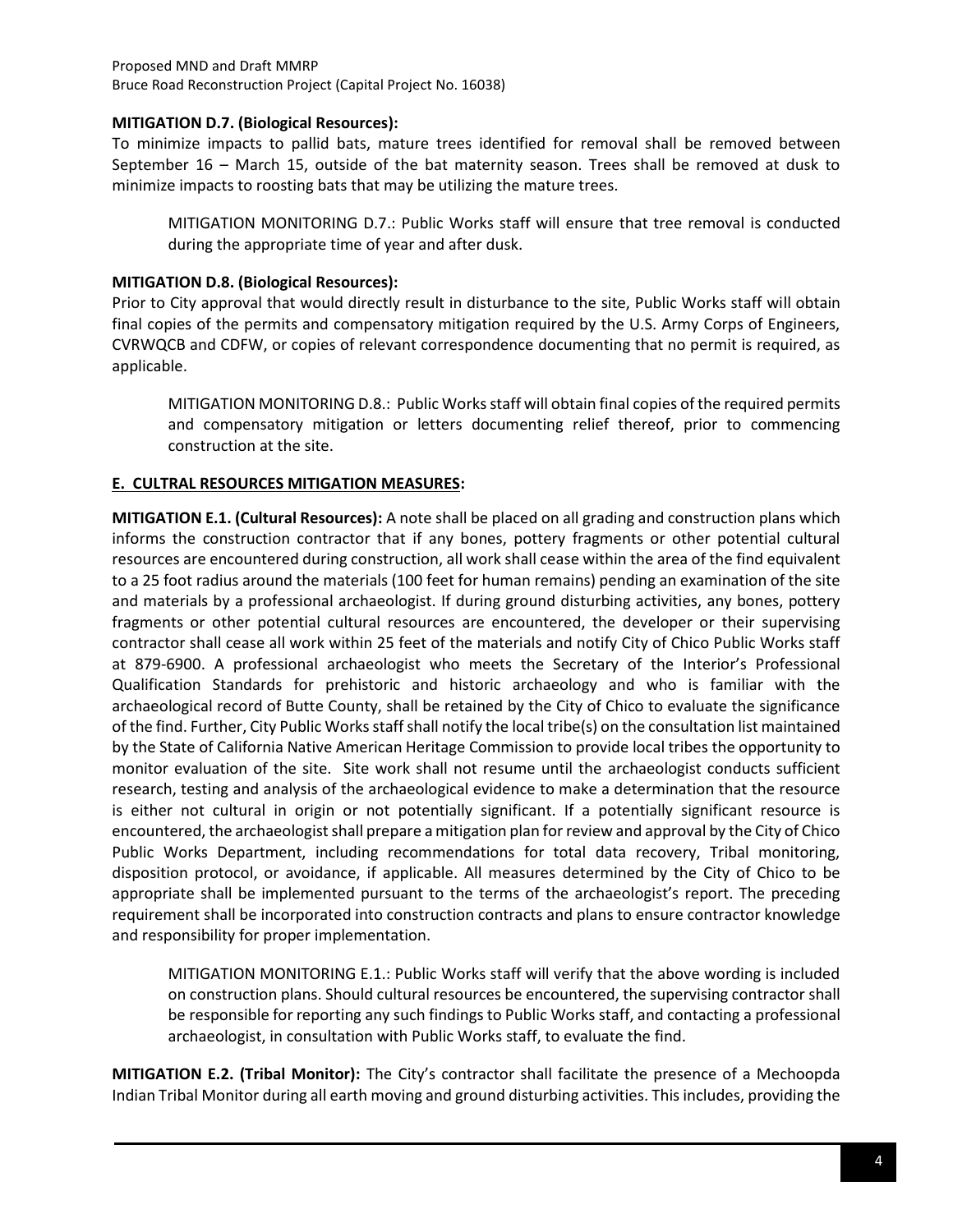**MITIGATION D.7. (Biological Resources):**
To minimize impacts to pallid bats, mature trees identified for removal shall be removed between September 16 – March 15, outside of the bat maternity season. Trees shall be removed at dusk to minimize impacts to roosting bats that may be utilizing the mature trees.

> MITIGATION MONITORING D.7.: Public Works staff will ensure that tree removal is conducted during the appropriate time of year and after dusk.

**MITIGATION D.8. (Biological Resources):**
Prior to City approval that would directly result in disturbance to the site, Public Works staff will obtain final copies of the permits and compensatory mitigation required by the U.S. Army Corps of Engineers, CVRWQCB and CDFW, or copies of relevant correspondence documenting that no permit is required, as applicable.

> MITIGATION MONITORING D.8.: Public Works staff will obtain final copies of the required permits and compensatory mitigation or letters documenting relief thereof, prior to commencing construction at the site.

**E. CULTRAL RESOURCES MITIGATION MEASURES:**

**MITIGATION E.1. (Cultural Resources):** A note shall be placed on all grading and construction plans which informs the construction contractor that if any bones, pottery fragments or other potential cultural resources are encountered during construction, all work shall cease within the area of the find equivalent to a 25 foot radius around the materials (100 feet for human remains) pending an examination of the site and materials by a professional archaeologist. If during ground disturbing activities, any bones, pottery fragments or other potential cultural resources are encountered, the developer or their supervising contractor shall cease all work within 25 feet of the materials and notify City of Chico Public Works staff at 879-6900. A professional archaeologist who meets the Secretary of the Interior's Professional Qualification Standards for prehistoric and historic archaeology and who is familiar with the archaeological record of Butte County, shall be retained by the City of Chico to evaluate the significance of the find. Further, City Public Works staff shall notify the local tribe(s) on the consultation list maintained by the State of California Native American Heritage Commission to provide local tribes the opportunity to monitor evaluation of the site. Site work shall not resume until the archaeologist conducts sufficient research, testing and analysis of the archaeological evidence to make a determination that the resource is either not cultural in origin or not potentially significant. If a potentially significant resource is encountered, the archaeologist shall prepare a mitigation plan for review and approval by the City of Chico Public Works Department, including recommendations for total data recovery, Tribal monitoring, disposition protocol, or avoidance, if applicable. All measures determined by the City of Chico to be appropriate shall be implemented pursuant to the terms of the archaeologist's report. The preceding requirement shall be incorporated into construction contracts and plans to ensure contractor knowledge and responsibility for proper implementation.

> MITIGATION MONITORING E.1.: Public Works staff will verify that the above wording is included on construction plans. Should cultural resources be encountered, the supervising contractor shall be responsible for reporting any such findings to Public Works staff, and contacting a professional archaeologist, in consultation with Public Works staff, to evaluate the find.

**MITIGATION E.2. (Tribal Monitor):** The City's contractor shall facilitate the presence of a Mechoopda Indian Tribal Monitor during all earth moving and ground disturbing activities. This includes, providing the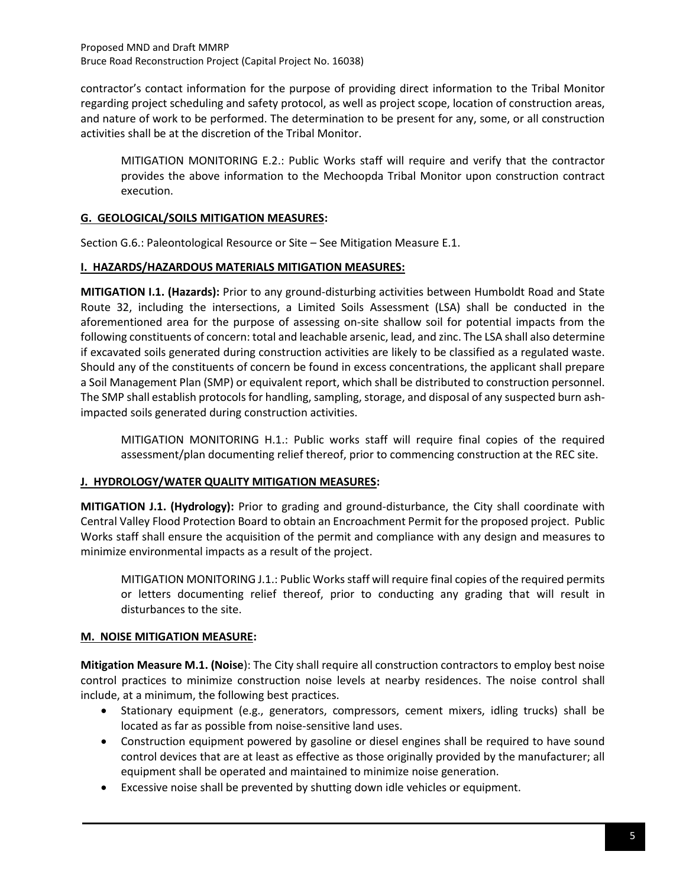contractor's contact information for the purpose of providing direct information to the Tribal Monitor regarding project scheduling and safety protocol, as well as project scope, location of construction areas, and nature of work to be performed. The determination to be present for any, some, or all construction activities shall be at the discretion of the Tribal Monitor.

> MITIGATION MONITORING E.2.: Public Works staff will require and verify that the contractor provides the above information to the Mechoopda Tribal Monitor upon construction contract execution.

**G. GEOLOGICAL/SOILS MITIGATION MEASURES:**

Section G.6.: Paleontological Resource or Site – See Mitigation Measure E.1.

**I. HAZARDS/HAZARDOUS MATERIALS MITIGATION MEASURES:**

**MITIGATION I.1. (Hazards):** Prior to any ground-disturbing activities between Humboldt Road and State Route 32, including the intersections, a Limited Soils Assessment (LSA) shall be conducted in the aforementioned area for the purpose of assessing on-site shallow soil for potential impacts from the following constituents of concern: total and leachable arsenic, lead, and zinc. The LSA shall also determine if excavated soils generated during construction activities are likely to be classified as a regulated waste. Should any of the constituents of concern be found in excess concentrations, the applicant shall prepare a Soil Management Plan (SMP) or equivalent report, which shall be distributed to construction personnel. The SMP shall establish protocols for handling, sampling, storage, and disposal of any suspected burn ash-impacted soils generated during construction activities.

> MITIGATION MONITORING H.1.: Public works staff will require final copies of the required assessment/plan documenting relief thereof, prior to commencing construction at the REC site.

**J. HYDROLOGY/WATER QUALITY MITIGATION MEASURES:**

**MITIGATION J.1. (Hydrology):** Prior to grading and ground-disturbance, the City shall coordinate with Central Valley Flood Protection Board to obtain an Encroachment Permit for the proposed project. Public Works staff shall ensure the acquisition of the permit and compliance with any design and measures to minimize environmental impacts as a result of the project.

> MITIGATION MONITORING J.1.: Public Works staff will require final copies of the required permits or letters documenting relief thereof, prior to conducting any grading that will result in disturbances to the site.

**M. NOISE MITIGATION MEASURE:**

**Mitigation Measure M.1. (Noise**): The City shall require all construction contractors to employ best noise control practices to minimize construction noise levels at nearby residences. The noise control shall include, at a minimum, the following best practices.

- Stationary equipment (e.g., generators, compressors, cement mixers, idling trucks) shall be located as far as possible from noise-sensitive land uses.
- Construction equipment powered by gasoline or diesel engines shall be required to have sound control devices that are at least as effective as those originally provided by the manufacturer; all equipment shall be operated and maintained to minimize noise generation.
- Excessive noise shall be prevented by shutting down idle vehicles or equipment.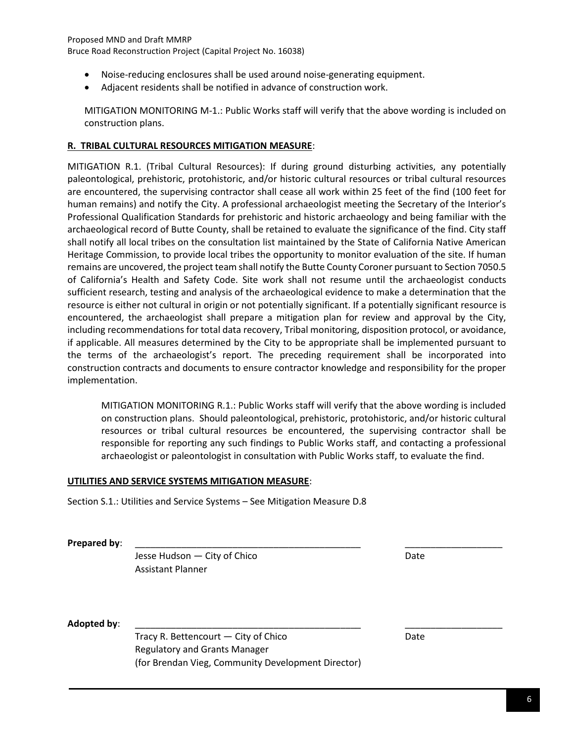- Noise-reducing enclosures shall be used around noise-generating equipment.
- Adjacent residents shall be notified in advance of construction work.

MITIGATION MONITORING M-1.: Public Works staff will verify that the above wording is included on construction plans.

**R. TRIBAL CULTURAL RESOURCES MITIGATION MEASURE**:

MITIGATION R.1. (Tribal Cultural Resources): If during ground disturbing activities, any potentially paleontological, prehistoric, protohistoric, and/or historic cultural resources or tribal cultural resources are encountered, the supervising contractor shall cease all work within 25 feet of the find (100 feet for human remains) and notify the City. A professional archaeologist meeting the Secretary of the Interior's Professional Qualification Standards for prehistoric and historic archaeology and being familiar with the archaeological record of Butte County, shall be retained to evaluate the significance of the find. City staff shall notify all local tribes on the consultation list maintained by the State of California Native American Heritage Commission, to provide local tribes the opportunity to monitor evaluation of the site. If human remains are uncovered, the project team shall notify the Butte County Coroner pursuant to Section 7050.5 of California's Health and Safety Code. Site work shall not resume until the archaeologist conducts sufficient research, testing and analysis of the archaeological evidence to make a determination that the resource is either not cultural in origin or not potentially significant. If a potentially significant resource is encountered, the archaeologist shall prepare a mitigation plan for review and approval by the City, including recommendations for total data recovery, Tribal monitoring, disposition protocol, or avoidance, if applicable. All measures determined by the City to be appropriate shall be implemented pursuant to the terms of the archaeologist's report. The preceding requirement shall be incorporated into construction contracts and documents to ensure contractor knowledge and responsibility for the proper implementation.

MITIGATION MONITORING R.1.: Public Works staff will verify that the above wording is included on construction plans. Should paleontological, prehistoric, protohistoric, and/or historic cultural resources or tribal cultural resources be encountered, the supervising contractor shall be responsible for reporting any such findings to Public Works staff, and contacting a professional archaeologist or paleontologist in consultation with Public Works staff, to evaluate the find.

**UTILITIES AND SERVICE SYSTEMS MITIGATION MEASURE**:

Section S.1.: Utilities and Service Systems – See Mitigation Measure D.8

**Prepared by**: \_\_\_\_\_\_\_\_\_\_\_\_\_\_\_\_\_\_\_\_\_\_\_\_\_\_\_\_\_\_\_\_\_\_\_\_\_\_\_\_ \_\_\_\_\_\_\_\_\_\_\_\_\_\_\_\_\_\_

Jesse Hudson — City of Chico
Assistant Planner

Date

**Adopted by**: \_\_\_\_\_\_\_\_\_\_\_\_\_\_\_\_\_\_\_\_\_\_\_\_\_\_\_\_\_\_\_\_\_\_\_\_\_\_\_\_ \_\_\_\_\_\_\_\_\_\_\_\_\_\_\_\_\_\_

Tracy R. Bettencourt — City of Chico
Regulatory and Grants Manager
(for Brendan Vieg, Community Development Director)

Date